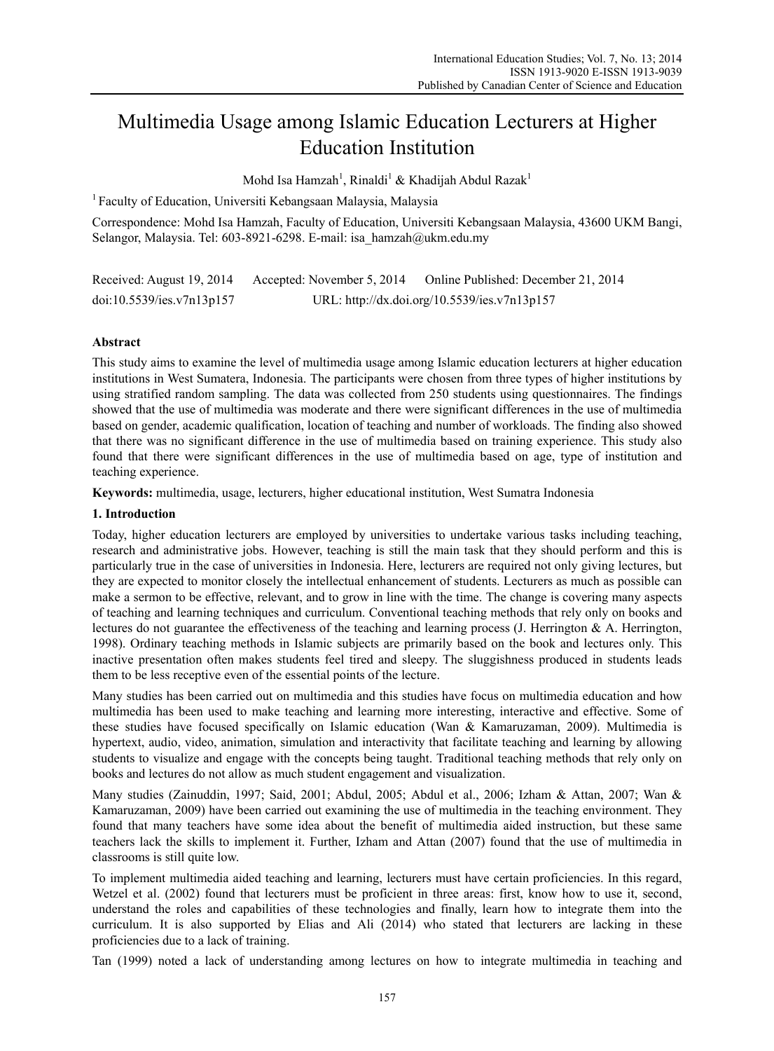# Multimedia Usage among Islamic Education Lecturers at Higher Education Institution

Mohd Isa Hamzah[1], Rinaldi[1] & Khadijah Abdul Razak[1]

[1] Faculty of Education, Universiti Kebangsaan Malaysia, Malaysia

Correspondence: Mohd Isa Hamzah, Faculty of Education, Universiti Kebangsaan Malaysia, 43600 UKM Bangi, Selangor, Malaysia. Tel: 603-8921-6298. E-mail: isa_hamzah@ukm.edu.my

Received: August 19, 2014 Accepted: November 5, 2014 Online Published: December 21, 2014

doi:10.5539/ies.v7n13p157 URL: http://dx.doi.org/10.5539/ies.v7n13p157

## Abstract

This study aims to examine the level of multimedia usage among Islamic education lecturers at higher education institutions in West Sumatera, Indonesia. The participants were chosen from three types of higher institutions by using stratified random sampling. The data was collected from 250 students using questionnaires. The findings showed that the use of multimedia was moderate and there were significant differences in the use of multimedia based on gender, academic qualification, location of teaching and number of workloads. The finding also showed that there was no significant difference in the use of multimedia based on training experience. This study also found that there were significant differences in the use of multimedia based on age, type of institution and teaching experience.

**Keywords:** multimedia, usage, lecturers, higher educational institution, West Sumatra Indonesia

## 1. Introduction

Today, higher education lecturers are employed by universities to undertake various tasks including teaching, research and administrative jobs. However, teaching is still the main task that they should perform and this is particularly true in the case of universities in Indonesia. Here, lecturers are required not only giving lectures, but they are expected to monitor closely the intellectual enhancement of students. Lecturers as much as possible can make a sermon to be effective, relevant, and to grow in line with the time. The change is covering many aspects of teaching and learning techniques and curriculum. Conventional teaching methods that rely only on books and lectures do not guarantee the effectiveness of the teaching and learning process (J. Herrington & A. Herrington, 1998). Ordinary teaching methods in Islamic subjects are primarily based on the book and lectures only. This inactive presentation often makes students feel tired and sleepy. The sluggishness produced in students leads them to be less receptive even of the essential points of the lecture.

Many studies has been carried out on multimedia and this studies have focus on multimedia education and how multimedia has been used to make teaching and learning more interesting, interactive and effective. Some of these studies have focused specifically on Islamic education (Wan & Kamaruzaman, 2009). Multimedia is hypertext, audio, video, animation, simulation and interactivity that facilitate teaching and learning by allowing students to visualize and engage with the concepts being taught. Traditional teaching methods that rely only on books and lectures do not allow as much student engagement and visualization.

Many studies (Zainuddin, 1997; Said, 2001; Abdul, 2005; Abdul et al., 2006; Izham & Attan, 2007; Wan & Kamaruzaman, 2009) have been carried out examining the use of multimedia in the teaching environment. They found that many teachers have some idea about the benefit of multimedia aided instruction, but these same teachers lack the skills to implement it. Further, Izham and Attan (2007) found that the use of multimedia in classrooms is still quite low.

To implement multimedia aided teaching and learning, lecturers must have certain proficiencies. In this regard, Wetzel et al. (2002) found that lecturers must be proficient in three areas: first, know how to use it, second, understand the roles and capabilities of these technologies and finally, learn how to integrate them into the curriculum. It is also supported by Elias and Ali (2014) who stated that lecturers are lacking in these proficiencies due to a lack of training.

Tan (1999) noted a lack of understanding among lectures on how to integrate multimedia in teaching and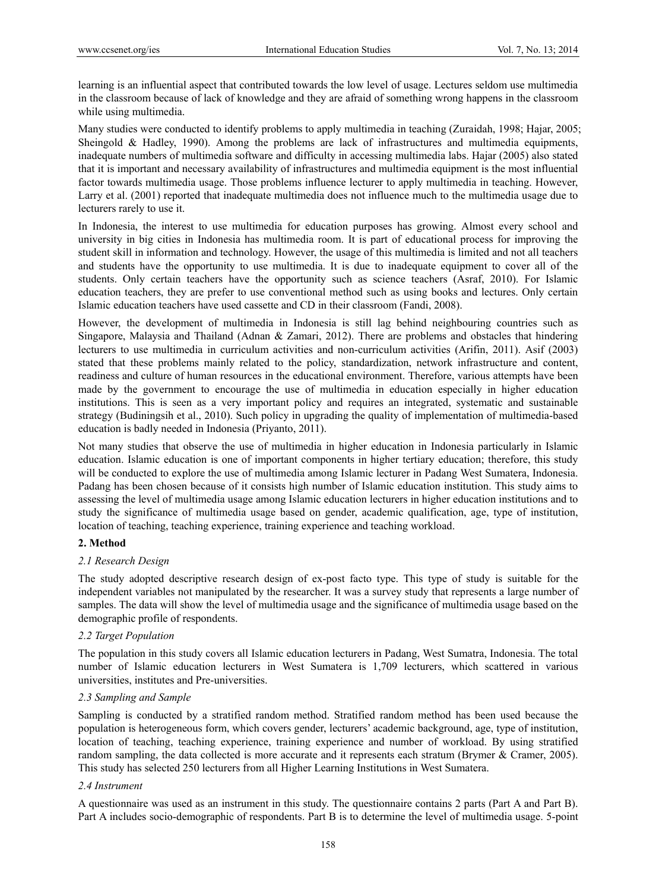learning is an influential aspect that contributed towards the low level of usage. Lectures seldom use multimedia in the classroom because of lack of knowledge and they are afraid of something wrong happens in the classroom while using multimedia.

Many studies were conducted to identify problems to apply multimedia in teaching (Zuraidah, 1998; Hajar, 2005; Sheingold & Hadley, 1990). Among the problems are lack of infrastructures and multimedia equipments, inadequate numbers of multimedia software and difficulty in accessing multimedia labs. Hajar (2005) also stated that it is important and necessary availability of infrastructures and multimedia equipment is the most influential factor towards multimedia usage. Those problems influence lecturer to apply multimedia in teaching. However, Larry et al. (2001) reported that inadequate multimedia does not influence much to the multimedia usage due to lecturers rarely to use it.

In Indonesia, the interest to use multimedia for education purposes has growing. Almost every school and university in big cities in Indonesia has multimedia room. It is part of educational process for improving the student skill in information and technology. However, the usage of this multimedia is limited and not all teachers and students have the opportunity to use multimedia. It is due to inadequate equipment to cover all of the students. Only certain teachers have the opportunity such as science teachers (Asraf, 2010). For Islamic education teachers, they are prefer to use conventional method such as using books and lectures. Only certain Islamic education teachers have used cassette and CD in their classroom (Fandi, 2008).

However, the development of multimedia in Indonesia is still lag behind neighbouring countries such as Singapore, Malaysia and Thailand (Adnan & Zamari, 2012). There are problems and obstacles that hindering lecturers to use multimedia in curriculum activities and non-curriculum activities (Arifin, 2011). Asif (2003) stated that these problems mainly related to the policy, standardization, network infrastructure and content, readiness and culture of human resources in the educational environment. Therefore, various attempts have been made by the government to encourage the use of multimedia in education especially in higher education institutions. This is seen as a very important policy and requires an integrated, systematic and sustainable strategy (Budiningsih et al., 2010). Such policy in upgrading the quality of implementation of multimedia-based education is badly needed in Indonesia (Priyanto, 2011).

Not many studies that observe the use of multimedia in higher education in Indonesia particularly in Islamic education. Islamic education is one of important components in higher tertiary education; therefore, this study will be conducted to explore the use of multimedia among Islamic lecturer in Padang West Sumatera, Indonesia. Padang has been chosen because of it consists high number of Islamic education institution. This study aims to assessing the level of multimedia usage among Islamic education lecturers in higher education institutions and to study the significance of multimedia usage based on gender, academic qualification, age, type of institution, location of teaching, teaching experience, training experience and teaching workload.

## 2. Method

### *2.1 Research Design*

The study adopted descriptive research design of ex-post facto type. This type of study is suitable for the independent variables not manipulated by the researcher. It was a survey study that represents a large number of samples. The data will show the level of multimedia usage and the significance of multimedia usage based on the demographic profile of respondents.

### *2.2 Target Population*

The population in this study covers all Islamic education lecturers in Padang, West Sumatra, Indonesia. The total number of Islamic education lecturers in West Sumatera is 1,709 lecturers, which scattered in various universities, institutes and Pre-universities.

### *2.3 Sampling and Sample*

Sampling is conducted by a stratified random method. Stratified random method has been used because the population is heterogeneous form, which covers gender, lecturers' academic background, age, type of institution, location of teaching, teaching experience, training experience and number of workload. By using stratified random sampling, the data collected is more accurate and it represents each stratum (Brymer & Cramer, 2005). This study has selected 250 lecturers from all Higher Learning Institutions in West Sumatera.

### *2.4 Instrument*

A questionnaire was used as an instrument in this study. The questionnaire contains 2 parts (Part A and Part B). Part A includes socio-demographic of respondents. Part B is to determine the level of multimedia usage. 5-point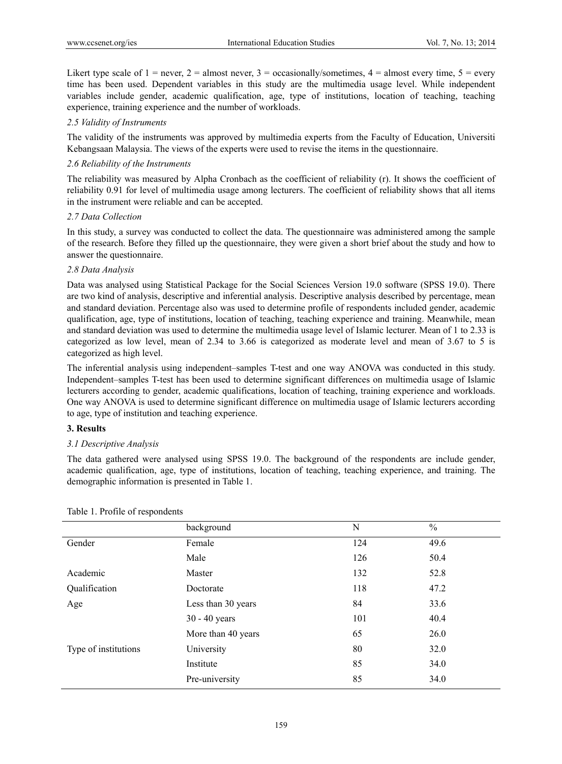Likert type scale of 1 = never, 2 = almost never, 3 = occasionally/sometimes, 4 = almost every time, 5 = every time has been used. Dependent variables in this study are the multimedia usage level. While independent variables include gender, academic qualification, age, type of institutions, location of teaching, teaching experience, training experience and the number of workloads.

### *2.5 Validity of Instruments*

The validity of the instruments was approved by multimedia experts from the Faculty of Education, Universiti Kebangsaan Malaysia. The views of the experts were used to revise the items in the questionnaire.

### *2.6 Reliability of the Instruments*

The reliability was measured by Alpha Cronbach as the coefficient of reliability (r). It shows the coefficient of reliability 0.91 for level of multimedia usage among lecturers. The coefficient of reliability shows that all items in the instrument were reliable and can be accepted.

### *2.7 Data Collection*

In this study, a survey was conducted to collect the data. The questionnaire was administered among the sample of the research. Before they filled up the questionnaire, they were given a short brief about the study and how to answer the questionnaire.

### *2.8 Data Analysis*

Data was analysed using Statistical Package for the Social Sciences Version 19.0 software (SPSS 19.0). There are two kind of analysis, descriptive and inferential analysis. Descriptive analysis described by percentage, mean and standard deviation. Percentage also was used to determine profile of respondents included gender, academic qualification, age, type of institutions, location of teaching, teaching experience and training. Meanwhile, mean and standard deviation was used to determine the multimedia usage level of Islamic lecturer. Mean of 1 to 2.33 is categorized as low level, mean of 2.34 to 3.66 is categorized as moderate level and mean of 3.67 to 5 is categorized as high level.

The inferential analysis using independent–samples T-test and one way ANOVA was conducted in this study. Independent–samples T-test has been used to determine significant differences on multimedia usage of Islamic lecturers according to gender, academic qualifications, location of teaching, training experience and workloads. One way ANOVA is used to determine significant difference on multimedia usage of Islamic lecturers according to age, type of institution and teaching experience.

## **3. Results**

### *3.1 Descriptive Analysis*

The data gathered were analysed using SPSS 19.0. The background of the respondents are include gender, academic qualification, age, type of institutions, location of teaching, teaching experience, and training. The demographic information is presented in Table 1.

Table 1. Profile of respondents

| | background | N | % |
|---|---|---|---|
| Gender | Female | 124 | 49.6 |
| | Male | 126 | 50.4 |
| Academic | Master | 132 | 52.8 |
| Qualification | Doctorate | 118 | 47.2 |
| Age | Less than 30 years | 84 | 33.6 |
| | 30 - 40 years | 101 | 40.4 |
| | More than 40 years | 65 | 26.0 |
| Type of institutions | University | 80 | 32.0 |
| | Institute | 85 | 34.0 |
| | Pre-university | 85 | 34.0 |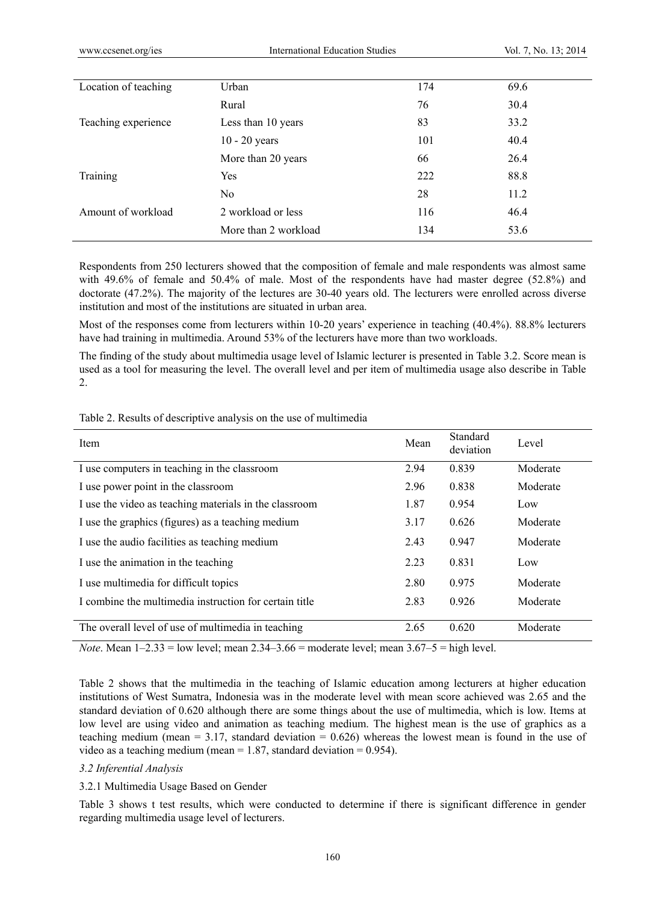| | | | |
|---|---|---|---|
| Location of teaching | Urban | 174 | 69.6 |
| | Rural | 76 | 30.4 |
| Teaching experience | Less than 10 years | 83 | 33.2 |
| | 10 - 20 years | 101 | 40.4 |
| | More than 20 years | 66 | 26.4 |
| Training | Yes | 222 | 88.8 |
| | No | 28 | 11.2 |
| Amount of workload | 2 workload or less | 116 | 46.4 |
| | More than 2 workload | 134 | 53.6 |

Respondents from 250 lecturers showed that the composition of female and male respondents was almost same with 49.6% of female and 50.4% of male. Most of the respondents have had master degree (52.8%) and doctorate (47.2%). The majority of the lectures are 30-40 years old. The lecturers were enrolled across diverse institution and most of the institutions are situated in urban area.

Most of the responses come from lecturers within 10-20 years' experience in teaching (40.4%). 88.8% lecturers have had training in multimedia. Around 53% of the lecturers have more than two workloads.

The finding of the study about multimedia usage level of Islamic lecturer is presented in Table 3.2. Score mean is used as a tool for measuring the level. The overall level and per item of multimedia usage also describe in Table 2.

Table 2. Results of descriptive analysis on the use of multimedia

| Item | Mean | Standard deviation | Level |
|---|---|---|---|
| I use computers in teaching in the classroom | 2.94 | 0.839 | Moderate |
| I use power point in the classroom | 2.96 | 0.838 | Moderate |
| I use the video as teaching materials in the classroom | 1.87 | 0.954 | Low |
| I use the graphics (figures) as a teaching medium | 3.17 | 0.626 | Moderate |
| I use the audio facilities as teaching medium | 2.43 | 0.947 | Moderate |
| I use the animation in the teaching | 2.23 | 0.831 | Low |
| I use multimedia for difficult topics | 2.80 | 0.975 | Moderate |
| I combine the multimedia instruction for certain title | 2.83 | 0.926 | Moderate |
| The overall level of use of multimedia in teaching | 2.65 | 0.620 | Moderate |

*Note*. Mean 1–2.33 = low level; mean 2.34–3.66 = moderate level; mean 3.67–5 = high level.

Table 2 shows that the multimedia in the teaching of Islamic education among lecturers at higher education institutions of West Sumatra, Indonesia was in the moderate level with mean score achieved was 2.65 and the standard deviation of 0.620 although there are some things about the use of multimedia, which is low. Items at low level are using video and animation as teaching medium. The highest mean is the use of graphics as a teaching medium (mean = 3.17, standard deviation = 0.626) whereas the lowest mean is found in the use of video as a teaching medium (mean = 1.87, standard deviation = 0.954).

### *3.2 Inferential Analysis*

#### 3.2.1 Multimedia Usage Based on Gender

Table 3 shows t test results, which were conducted to determine if there is significant difference in gender regarding multimedia usage level of lecturers.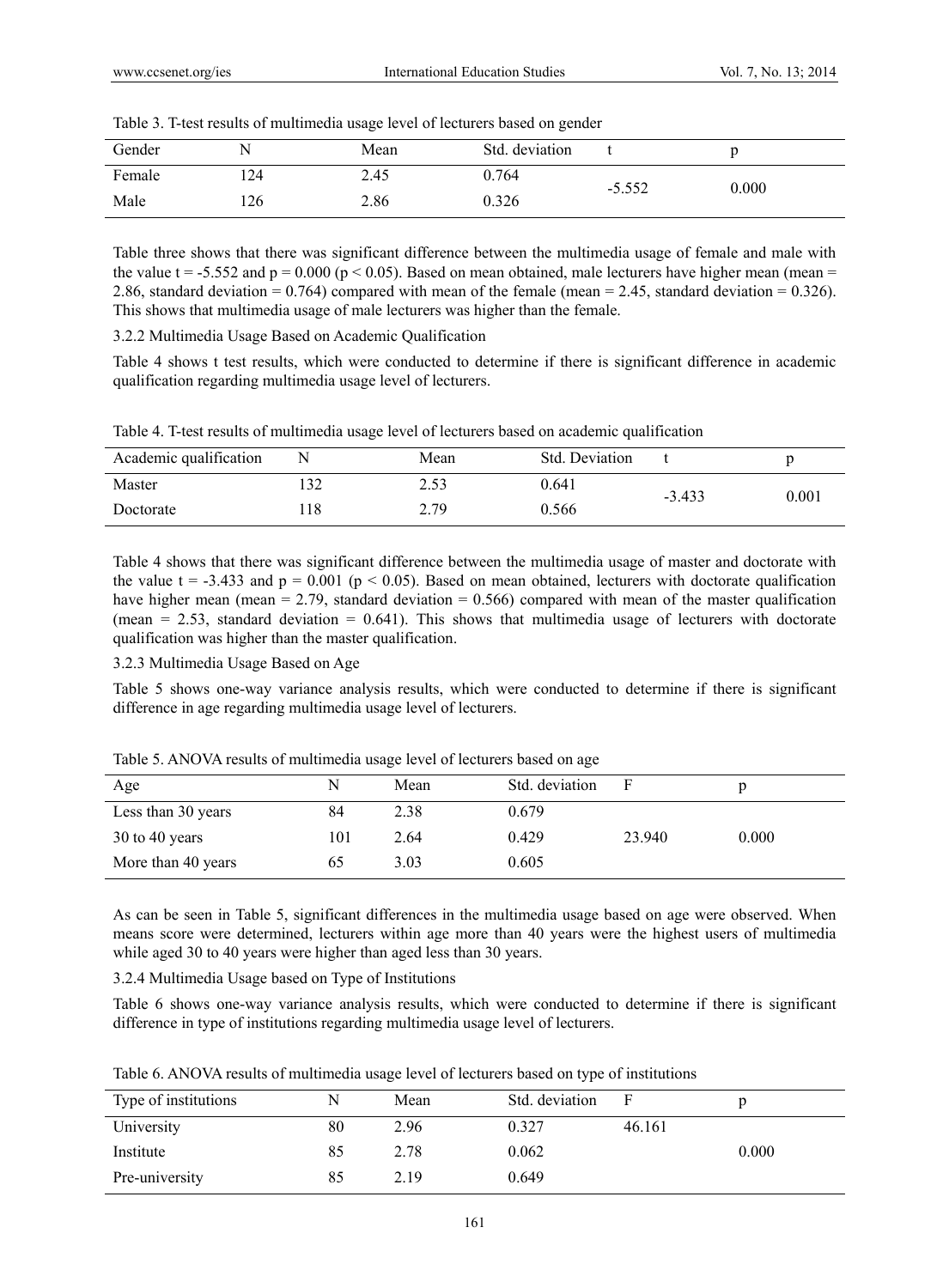Table 3. T-test results of multimedia usage level of lecturers based on gender

| Gender | N | Mean | Std. deviation | t | p |
|---|---|---|---|---|---|
| Female | 124 | 2.45 | 0.764 | -5.552 | 0.000 |
| Male | 126 | 2.86 | 0.326 | | |

Table three shows that there was significant difference between the multimedia usage of female and male with the value t = -5.552 and p = 0.000 ($p < 0.05$). Based on mean obtained, male lecturers have higher mean (mean = 2.86, standard deviation = 0.764) compared with mean of the female (mean = 2.45, standard deviation = 0.326). This shows that multimedia usage of male lecturers was higher than the female.

### 3.2.2 Multimedia Usage Based on Academic Qualification

Table 4 shows t test results, which were conducted to determine if there is significant difference in academic qualification regarding multimedia usage level of lecturers.

Table 4. T-test results of multimedia usage level of lecturers based on academic qualification

| Academic qualification | N | Mean | Std. Deviation | t | p |
|---|---|---|---|---|---|
| Master | 132 | 2.53 | 0.641 | -3.433 | 0.001 |
| Doctorate | 118 | 2.79 | 0.566 | | |

Table 4 shows that there was significant difference between the multimedia usage of master and doctorate with the value t = -3.433 and p = 0.001 ($p < 0.05$). Based on mean obtained, lecturers with doctorate qualification have higher mean (mean = 2.79, standard deviation = 0.566) compared with mean of the master qualification (mean = 2.53, standard deviation = 0.641). This shows that multimedia usage of lecturers with doctorate qualification was higher than the master qualification.

### 3.2.3 Multimedia Usage Based on Age

Table 5 shows one-way variance analysis results, which were conducted to determine if there is significant difference in age regarding multimedia usage level of lecturers.

Table 5. ANOVA results of multimedia usage level of lecturers based on age

| Age | N | Mean | Std. deviation | F | p |
|---|---|---|---|---|---|
| Less than 30 years | 84 | 2.38 | 0.679 | | |
| 30 to 40 years | 101 | 2.64 | 0.429 | 23.940 | 0.000 |
| More than 40 years | 65 | 3.03 | 0.605 | | |

As can be seen in Table 5, significant differences in the multimedia usage based on age were observed. When means score were determined, lecturers within age more than 40 years were the highest users of multimedia while aged 30 to 40 years were higher than aged less than 30 years.

### 3.2.4 Multimedia Usage based on Type of Institutions

Table 6 shows one-way variance analysis results, which were conducted to determine if there is significant difference in type of institutions regarding multimedia usage level of lecturers.

Table 6. ANOVA results of multimedia usage level of lecturers based on type of institutions

| Type of institutions | N | Mean | Std. deviation | F | p |
|---|---|---|---|---|---|
| University | 80 | 2.96 | 0.327 | 46.161 | |
| Institute | 85 | 2.78 | 0.062 | | 0.000 |
| Pre-university | 85 | 2.19 | 0.649 | | |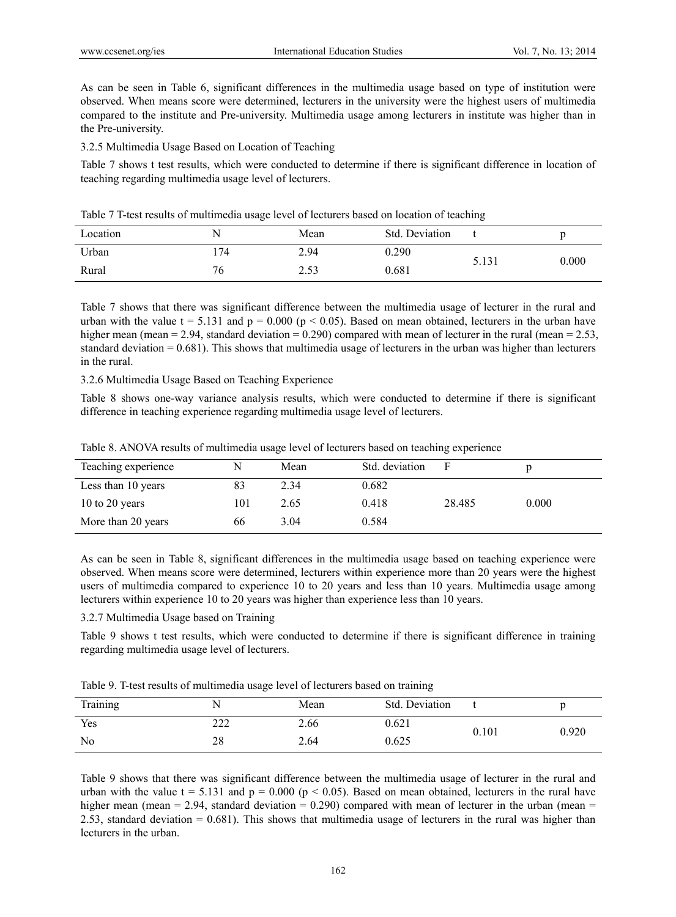As can be seen in Table 6, significant differences in the multimedia usage based on type of institution were observed. When means score were determined, lecturers in the university were the highest users of multimedia compared to the institute and Pre-university. Multimedia usage among lecturers in institute was higher than in the Pre-university.

### 3.2.5 Multimedia Usage Based on Location of Teaching

Table 7 shows t test results, which were conducted to determine if there is significant difference in location of teaching regarding multimedia usage level of lecturers.

Table 7 T-test results of multimedia usage level of lecturers based on location of teaching

| Location | N | Mean | Std. Deviation | t | p |
|---|---|---|---|---|---|
| Urban | 174 | 2.94 | 0.290 | 5.131 | 0.000 |
| Rural | 76 | 2.53 | 0.681 | | |

Table 7 shows that there was significant difference between the multimedia usage of lecturer in the rural and urban with the value t = 5.131 and p = 0.000 ($p < 0.05$). Based on mean obtained, lecturers in the urban have higher mean (mean = 2.94, standard deviation = 0.290) compared with mean of lecturer in the rural (mean = 2.53, standard deviation = 0.681). This shows that multimedia usage of lecturers in the urban was higher than lecturers in the rural.

### 3.2.6 Multimedia Usage Based on Teaching Experience

Table 8 shows one-way variance analysis results, which were conducted to determine if there is significant difference in teaching experience regarding multimedia usage level of lecturers.

Table 8. ANOVA results of multimedia usage level of lecturers based on teaching experience

| Teaching experience | N | Mean | Std. deviation | F | p |
|---|---|---|---|---|---|
| Less than 10 years | 83 | 2.34 | 0.682 | | |
| 10 to 20 years | 101 | 2.65 | 0.418 | 28.485 | 0.000 |
| More than 20 years | 66 | 3.04 | 0.584 | | |

As can be seen in Table 8, significant differences in the multimedia usage based on teaching experience were observed. When means score were determined, lecturers within experience more than 20 years were the highest users of multimedia compared to experience 10 to 20 years and less than 10 years. Multimedia usage among lecturers within experience 10 to 20 years was higher than experience less than 10 years.

### 3.2.7 Multimedia Usage based on Training

Table 9 shows t test results, which were conducted to determine if there is significant difference in training regarding multimedia usage level of lecturers.

Table 9. T-test results of multimedia usage level of lecturers based on training

| Training | N | Mean | Std. Deviation | t | p |
|---|---|---|---|---|---|
| Yes | 222 | 2.66 | 0.621 | 0.101 | 0.920 |
| No | 28 | 2.64 | 0.625 | | |

Table 9 shows that there was significant difference between the multimedia usage of lecturer in the rural and urban with the value t = 5.131 and p = 0.000 ($p < 0.05$). Based on mean obtained, lecturers in the rural have higher mean (mean = 2.94, standard deviation = 0.290) compared with mean of lecturer in the urban (mean = 2.53, standard deviation = 0.681). This shows that multimedia usage of lecturers in the rural was higher than lecturers in the urban.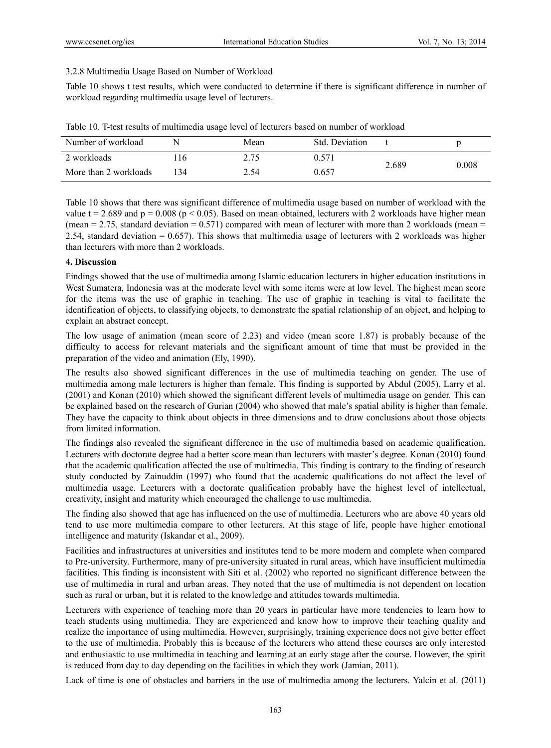### 3.2.8 Multimedia Usage Based on Number of Workload

Table 10 shows t test results, which were conducted to determine if there is significant difference in number of workload regarding multimedia usage level of lecturers.

Table 10. T-test results of multimedia usage level of lecturers based on number of workload

| Number of workload | N | Mean | Std. Deviation | t | p |
|---|---|---|---|---|---|
| 2 workloads | 116 | 2.75 | 0.571 | 2.689 | 0.008 |
| More than 2 workloads | 134 | 2.54 | 0.657 | | |

Table 10 shows that there was significant difference of multimedia usage based on number of workload with the value $t = 2.689$ and $p = 0.008$ ($p < 0.05$). Based on mean obtained, lecturers with 2 workloads have higher mean (mean = 2.75, standard deviation = 0.571) compared with mean of lecturer with more than 2 workloads (mean = 2.54, standard deviation = 0.657). This shows that multimedia usage of lecturers with 2 workloads was higher than lecturers with more than 2 workloads.

## 4. Discussion

Findings showed that the use of multimedia among Islamic education lecturers in higher education institutions in West Sumatera, Indonesia was at the moderate level with some items were at low level. The highest mean score for the items was the use of graphic in teaching. The use of graphic in teaching is vital to facilitate the identification of objects, to classifying objects, to demonstrate the spatial relationship of an object, and helping to explain an abstract concept.

The low usage of animation (mean score of 2.23) and video (mean score 1.87) is probably because of the difficulty to access for relevant materials and the significant amount of time that must be provided in the preparation of the video and animation (Ely, 1990).

The results also showed significant differences in the use of multimedia teaching on gender. The use of multimedia among male lecturers is higher than female. This finding is supported by Abdul (2005), Larry et al. (2001) and Konan (2010) which showed the significant different levels of multimedia usage on gender. This can be explained based on the research of Gurian (2004) who showed that male's spatial ability is higher than female. They have the capacity to think about objects in three dimensions and to draw conclusions about those objects from limited information.

The findings also revealed the significant difference in the use of multimedia based on academic qualification. Lecturers with doctorate degree had a better score mean than lecturers with master's degree. Konan (2010) found that the academic qualification affected the use of multimedia. This finding is contrary to the finding of research study conducted by Zainuddin (1997) who found that the academic qualifications do not affect the level of multimedia usage. Lecturers with a doctorate qualification probably have the highest level of intellectual, creativity, insight and maturity which encouraged the challenge to use multimedia.

The finding also showed that age has influenced on the use of multimedia. Lecturers who are above 40 years old tend to use more multimedia compare to other lecturers. At this stage of life, people have higher emotional intelligence and maturity (Iskandar et al., 2009).

Facilities and infrastructures at universities and institutes tend to be more modern and complete when compared to Pre-university. Furthermore, many of pre-university situated in rural areas, which have insufficient multimedia facilities. This finding is inconsistent with Siti et al. (2002) who reported no significant difference between the use of multimedia in rural and urban areas. They noted that the use of multimedia is not dependent on location such as rural or urban, but it is related to the knowledge and attitudes towards multimedia.

Lecturers with experience of teaching more than 20 years in particular have more tendencies to learn how to teach students using multimedia. They are experienced and know how to improve their teaching quality and realize the importance of using multimedia. However, surprisingly, training experience does not give better effect to the use of multimedia. Probably this is because of the lecturers who attend these courses are only interested and enthusiastic to use multimedia in teaching and learning at an early stage after the course. However, the spirit is reduced from day to day depending on the facilities in which they work (Jamian, 2011).

Lack of time is one of obstacles and barriers in the use of multimedia among the lecturers. Yalcin et al. (2011)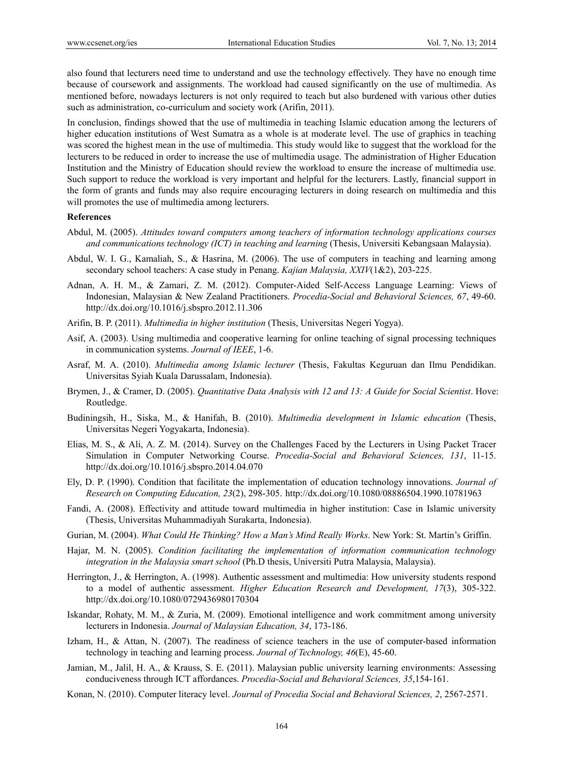also found that lecturers need time to understand and use the technology effectively. They have no enough time because of coursework and assignments. The workload had caused significantly on the use of multimedia. As mentioned before, nowadays lecturers is not only required to teach but also burdened with various other duties such as administration, co-curriculum and society work (Arifin, 2011).

In conclusion, findings showed that the use of multimedia in teaching Islamic education among the lecturers of higher education institutions of West Sumatra as a whole is at moderate level. The use of graphics in teaching was scored the highest mean in the use of multimedia. This study would like to suggest that the workload for the lecturers to be reduced in order to increase the use of multimedia usage. The administration of Higher Education Institution and the Ministry of Education should review the workload to ensure the increase of multimedia use. Such support to reduce the workload is very important and helpful for the lecturers. Lastly, financial support in the form of grants and funds may also require encouraging lecturers in doing research on multimedia and this will promotes the use of multimedia among lecturers.

## References

Abdul, M. (2005). *Attitudes toward computers among teachers of information technology applications courses and communications technology (ICT) in teaching and learning* (Thesis, Universiti Kebangsaan Malaysia).

Abdul, W. I. G., Kamaliah, S., & Hasrina, M. (2006). The use of computers in teaching and learning among secondary school teachers: A case study in Penang. *Kajian Malaysia, XXIV*(1&2), 203-225.

Adnan, A. H. M., & Zamari, Z. M. (2012). Computer-Aided Self-Access Language Learning: Views of Indonesian, Malaysian & New Zealand Practitioners. *Procedia-Social and Behavioral Sciences, 67*, 49-60. http://dx.doi.org/10.1016/j.sbspro.2012.11.306

Arifin, B. P. (2011). *Multimedia in higher institution* (Thesis, Universitas Negeri Yogya).

Asif, A. (2003). Using multimedia and cooperative learning for online teaching of signal processing techniques in communication systems. *Journal of IEEE*, 1-6.

Asraf, M. A. (2010). *Multimedia among Islamic lecturer* (Thesis, Fakultas Keguruan dan Ilmu Pendidikan. Universitas Syiah Kuala Darussalam, Indonesia).

Brymen, J., & Cramer, D. (2005). *Quantitative Data Analysis with 12 and 13: A Guide for Social Scientist*. Hove: Routledge.

Budiningsih, H., Siska, M., & Hanifah, B. (2010). *Multimedia development in Islamic education* (Thesis, Universitas Negeri Yogyakarta, Indonesia).

Elias, M. S., & Ali, A. Z. M. (2014). Survey on the Challenges Faced by the Lecturers in Using Packet Tracer Simulation in Computer Networking Course. *Procedia-Social and Behavioral Sciences, 131*, 11-15. http://dx.doi.org/10.1016/j.sbspro.2014.04.070

Ely, D. P. (1990). Condition that facilitate the implementation of education technology innovations. *Journal of Research on Computing Education, 23*(2), 298-305. http://dx.doi.org/10.1080/08886504.1990.10781963

Fandi, A. (2008). Effectivity and attitude toward multimedia in higher institution: Case in Islamic university (Thesis, Universitas Muhammadiyah Surakarta, Indonesia).

Gurian, M. (2004). *What Could He Thinking? How a Man's Mind Really Works*. New York: St. Martin's Griffin.

Hajar, M. N. (2005). *Condition facilitating the implementation of information communication technology integration in the Malaysia smart school* (Ph.D thesis, Universiti Putra Malaysia, Malaysia).

Herrington, J., & Herrington, A. (1998). Authentic assessment and multimedia: How university students respond to a model of authentic assessment. *Higher Education Research and Development, 17*(3), 305-322. http://dx.doi.org/10.1080/0729436980170304

Iskandar, Rohaty, M. M., & Zuria, M. (2009). Emotional intelligence and work commitment among university lecturers in Indonesia. *Journal of Malaysian Education, 34*, 173-186.

Izham, H., & Attan, N. (2007). The readiness of science teachers in the use of computer-based information technology in teaching and learning process. *Journal of Technology, 46*(E), 45-60.

Jamian, M., Jalil, H. A., & Krauss, S. E. (2011). Malaysian public university learning environments: Assessing conduciveness through ICT affordances. *Procedia-Social and Behavioral Sciences, 35*,154-161.

Konan, N. (2010). Computer literacy level. *Journal of Procedia Social and Behavioral Sciences, 2*, 2567-2571.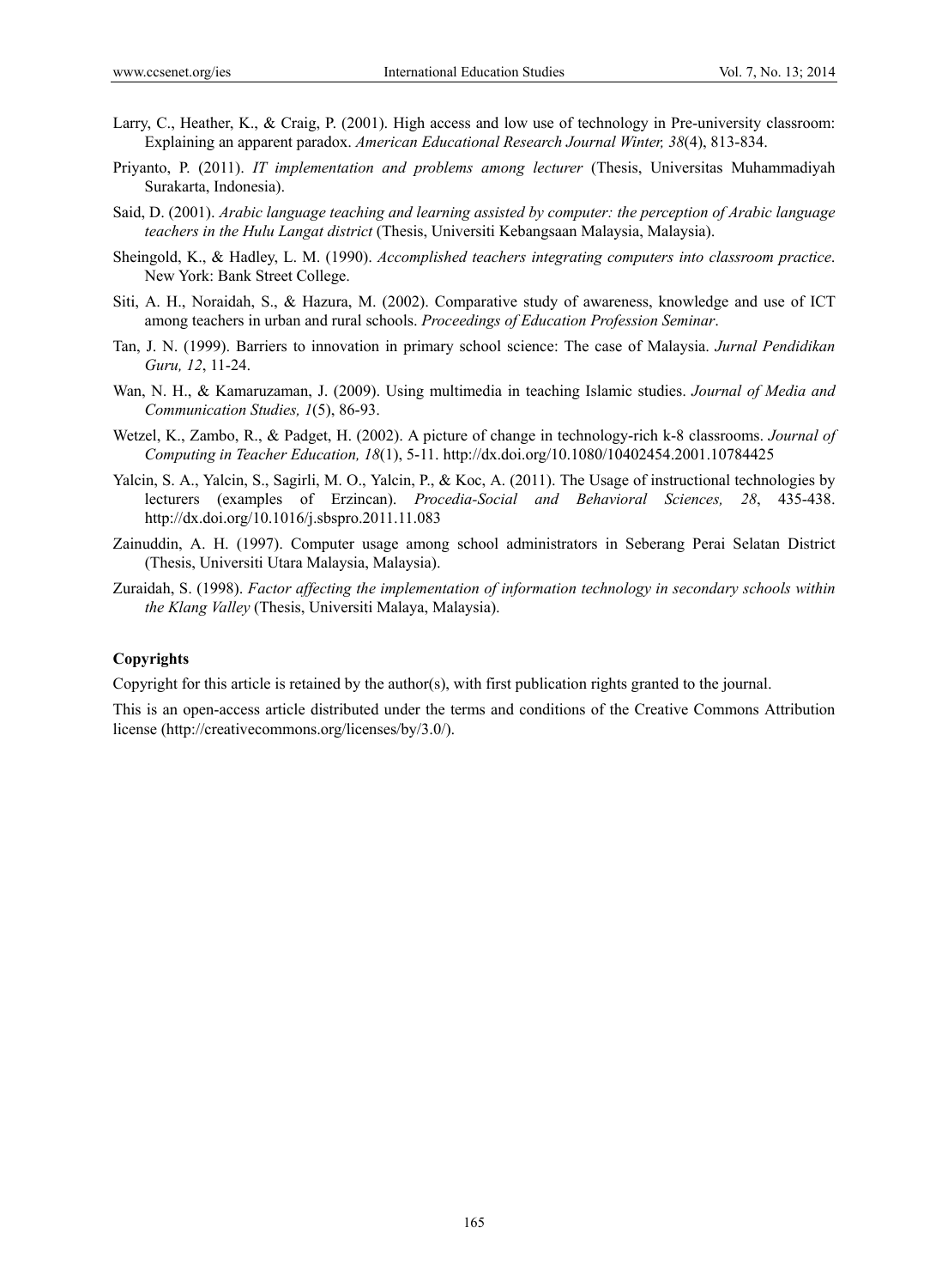Larry, C., Heather, K., & Craig, P. (2001). High access and low use of technology in Pre-university classroom: Explaining an apparent paradox. *American Educational Research Journal Winter, 38*(4), 813-834.

Priyanto, P. (2011). *IT implementation and problems among lecturer* (Thesis, Universitas Muhammadiyah Surakarta, Indonesia).

Said, D. (2001). *Arabic language teaching and learning assisted by computer: the perception of Arabic language teachers in the Hulu Langat district* (Thesis, Universiti Kebangsaan Malaysia, Malaysia).

Sheingold, K., & Hadley, L. M. (1990). *Accomplished teachers integrating computers into classroom practice*. New York: Bank Street College.

Siti, A. H., Noraidah, S., & Hazura, M. (2002). Comparative study of awareness, knowledge and use of ICT among teachers in urban and rural schools. *Proceedings of Education Profession Seminar*.

Tan, J. N. (1999). Barriers to innovation in primary school science: The case of Malaysia. *Jurnal Pendidikan Guru, 12*, 11-24.

Wan, N. H., & Kamaruzaman, J. (2009). Using multimedia in teaching Islamic studies. *Journal of Media and Communication Studies, 1*(5), 86-93.

Wetzel, K., Zambo, R., & Padget, H. (2002). A picture of change in technology-rich k-8 classrooms. *Journal of Computing in Teacher Education, 18*(1), 5-11. http://dx.doi.org/10.1080/10402454.2001.10784425

Yalcin, S. A., Yalcin, S., Sagirli, M. O., Yalcin, P., & Koc, A. (2011). The Usage of instructional technologies by lecturers (examples of Erzincan). *Procedia-Social and Behavioral Sciences, 28*, 435-438. http://dx.doi.org/10.1016/j.sbspro.2011.11.083

Zainuddin, A. H. (1997). Computer usage among school administrators in Seberang Perai Selatan District (Thesis, Universiti Utara Malaysia, Malaysia).

Zuraidah, S. (1998). *Factor affecting the implementation of information technology in secondary schools within the Klang Valley* (Thesis, Universiti Malaya, Malaysia).

**Copyrights**

Copyright for this article is retained by the author(s), with first publication rights granted to the journal.

This is an open-access article distributed under the terms and conditions of the Creative Commons Attribution license (http://creativecommons.org/licenses/by/3.0/).